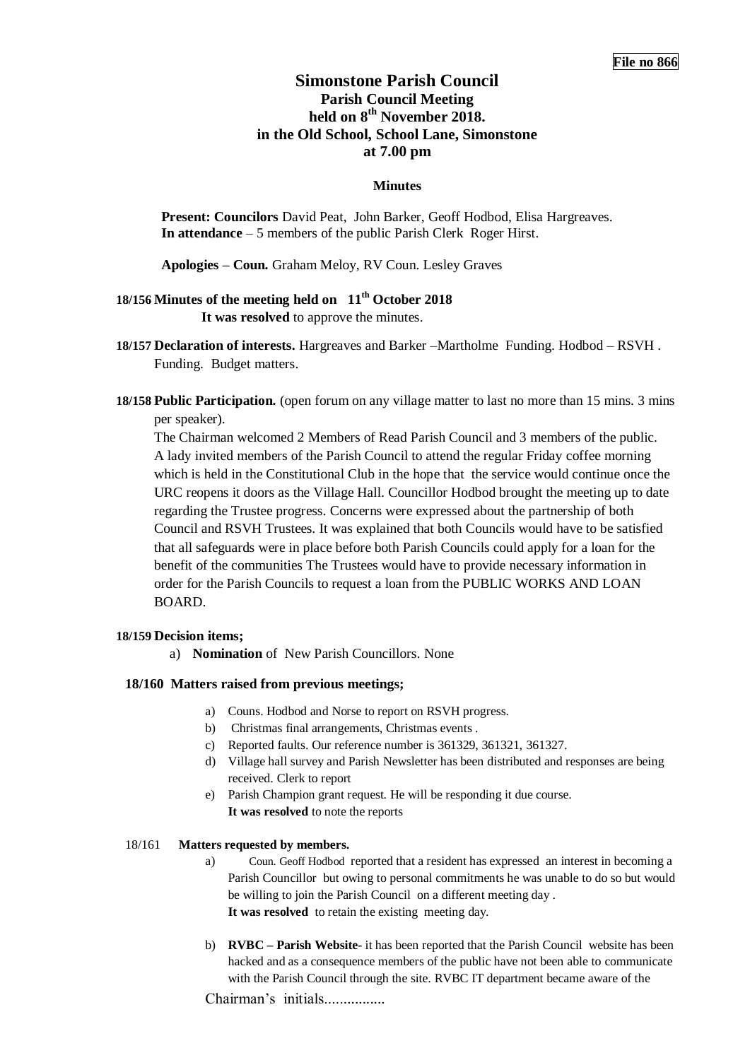**File no 866**

# Simonstone Parish Council
## Parish Council Meeting
## held on 8th November 2018.
## in the Old School, School Lane, Simonstone
## at 7.00 pm

**Minutes**

**Present: Councilors** David Peat, John Barker, Geoff Hodbod, Elisa Hargreaves.
**In attendance** – 5 members of the public Parish Clerk Roger Hirst.

**Apologies – Coun.** Graham Meloy, RV Coun. Lesley Graves

**18/156 Minutes of the meeting held on 11th October 2018**
**It was resolved** to approve the minutes.

**18/157 Declaration of interests.** Hargreaves and Barker –Martholme Funding. Hodbod – RSVH . Funding. Budget matters.

**18/158 Public Participation.** (open forum on any village matter to last no more than 15 mins. 3 mins per speaker).
The Chairman welcomed 2 Members of Read Parish Council and 3 members of the public. A lady invited members of the Parish Council to attend the regular Friday coffee morning which is held in the Constitutional Club in the hope that the service would continue once the URC reopens it doors as the Village Hall. Councillor Hodbod brought the meeting up to date regarding the Trustee progress. Concerns were expressed about the partnership of both Council and RSVH Trustees. It was explained that both Councils would have to be satisfied that all safeguards were in place before both Parish Councils could apply for a loan for the benefit of the communities The Trustees would have to provide necessary information in order for the Parish Councils to request a loan from the PUBLIC WORKS AND LOAN BOARD.

**18/159 Decision items;**

a) **Nomination** of New Parish Councillors. None

**18/160 Matters raised from previous meetings;**

a) Couns. Hodbod and Norse to report on RSVH progress.
b) Christmas final arrangements, Christmas events .
c) Reported faults. Our reference number is 361329, 361321, 361327.
d) Village hall survey and Parish Newsletter has been distributed and responses are being received. Clerk to report
e) Parish Champion grant request. He will be responding it due course.
**It was resolved** to note the reports

18/161 **Matters requested by members.**

a) Coun. Geoff Hodbod reported that a resident has expressed an interest in becoming a Parish Councillor but owing to personal commitments he was unable to do so but would be willing to join the Parish Council on a different meeting day .
**It was resolved** to retain the existing meeting day.

b) **RVBC – Parish Website**- it has been reported that the Parish Council website has been hacked and as a consequence members of the public have not been able to communicate with the Parish Council through the site. RVBC IT department became aware of the

Chairman's initials................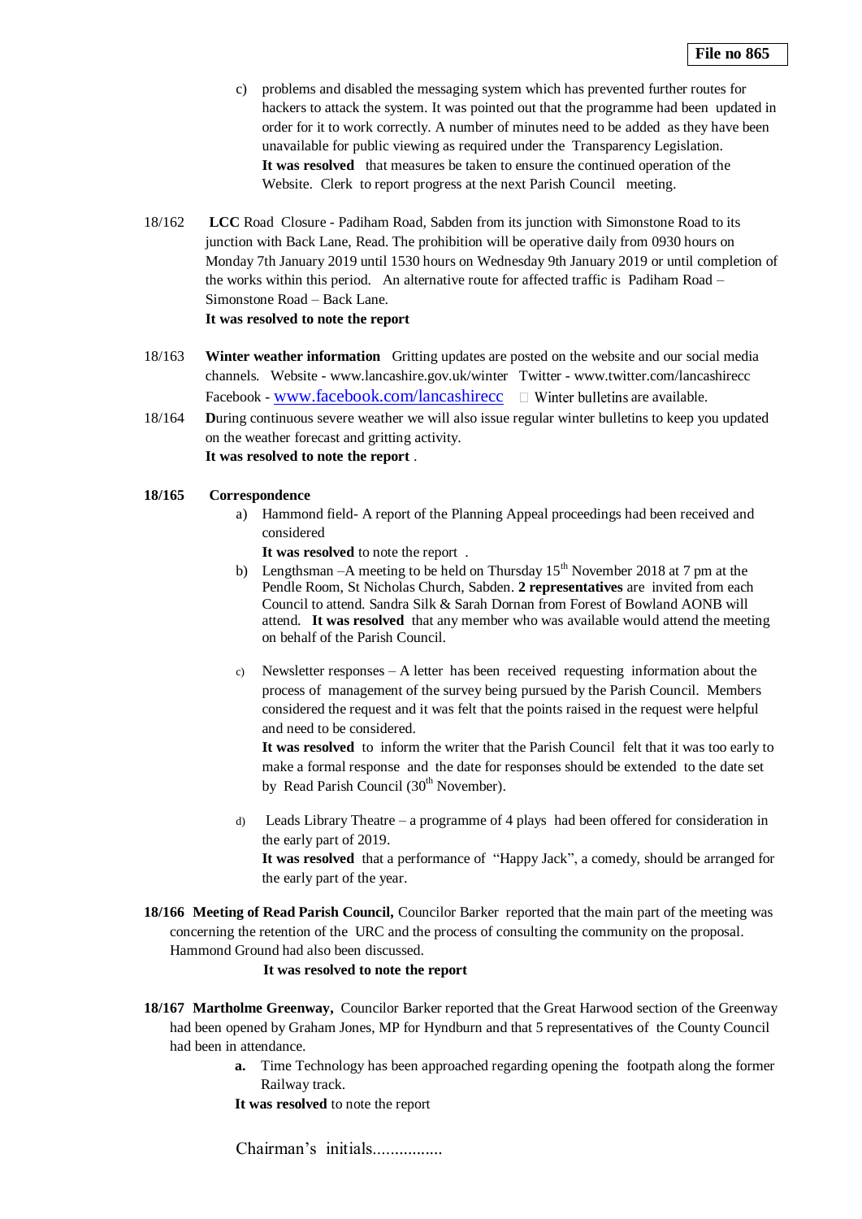c) problems and disabled the messaging system which has prevented further routes for hackers to attack the system. It was pointed out that the programme had been updated in order for it to work correctly. A number of minutes need to be added as they have been unavailable for public viewing as required under the Transparency Legislation.
**It was resolved** that measures be taken to ensure the continued operation of the Website. Clerk to report progress at the next Parish Council meeting.

18/162 **LCC** Road Closure - Padiham Road, Sabden from its junction with Simonstone Road to its junction with Back Lane, Read. The prohibition will be operative daily from 0930 hours on Monday 7th January 2019 until 1530 hours on Wednesday 9th January 2019 or until completion of the works within this period. An alternative route for affected traffic is Padiham Road – Simonstone Road – Back Lane.
**It was resolved to note the report**

18/163 **Winter weather information** Gritting updates are posted on the website and our social media channels. Website - www.lancashire.gov.uk/winter Twitter - www.twitter.com/lancashirecc Facebook - www.facebook.com/lancashirecc  Winter bulletins are available.

18/164 **D**uring continuous severe weather we will also issue regular winter bulletins to keep you updated on the weather forecast and gritting activity.
**It was resolved to note the report** .

**18/165 Correspondence**

a) Hammond field- A report of the Planning Appeal proceedings had been received and considered
**It was resolved** to note the report .

b) Lengthsman –A meeting to be held on Thursday 15th November 2018 at 7 pm at the Pendle Room, St Nicholas Church, Sabden. **2 representatives** are invited from each Council to attend. Sandra Silk & Sarah Dornan from Forest of Bowland AONB will attend. **It was resolved** that any member who was available would attend the meeting on behalf of the Parish Council.

c) Newsletter responses – A letter has been received requesting information about the process of management of the survey being pursued by the Parish Council. Members considered the request and it was felt that the points raised in the request were helpful and need to be considered.
**It was resolved** to inform the writer that the Parish Council felt that it was too early to make a formal response and the date for responses should be extended to the date set by Read Parish Council (30th November).

d) Leads Library Theatre – a programme of 4 plays had been offered for consideration in the early part of 2019.
**It was resolved** that a performance of "Happy Jack", a comedy, should be arranged for the early part of the year.

**18/166 Meeting of Read Parish Council,** Councilor Barker reported that the main part of the meeting was concerning the retention of the URC and the process of consulting the community on the proposal. Hammond Ground had also been discussed.
**It was resolved to note the report**

**18/167 Martholme Greenway,** Councilor Barker reported that the Great Harwood section of the Greenway had been opened by Graham Jones, MP for Hyndburn and that 5 representatives of the County Council had been in attendance.

**a.** Time Technology has been approached regarding opening the footpath along the former Railway track.

**It was resolved** to note the report

Chairman's initials................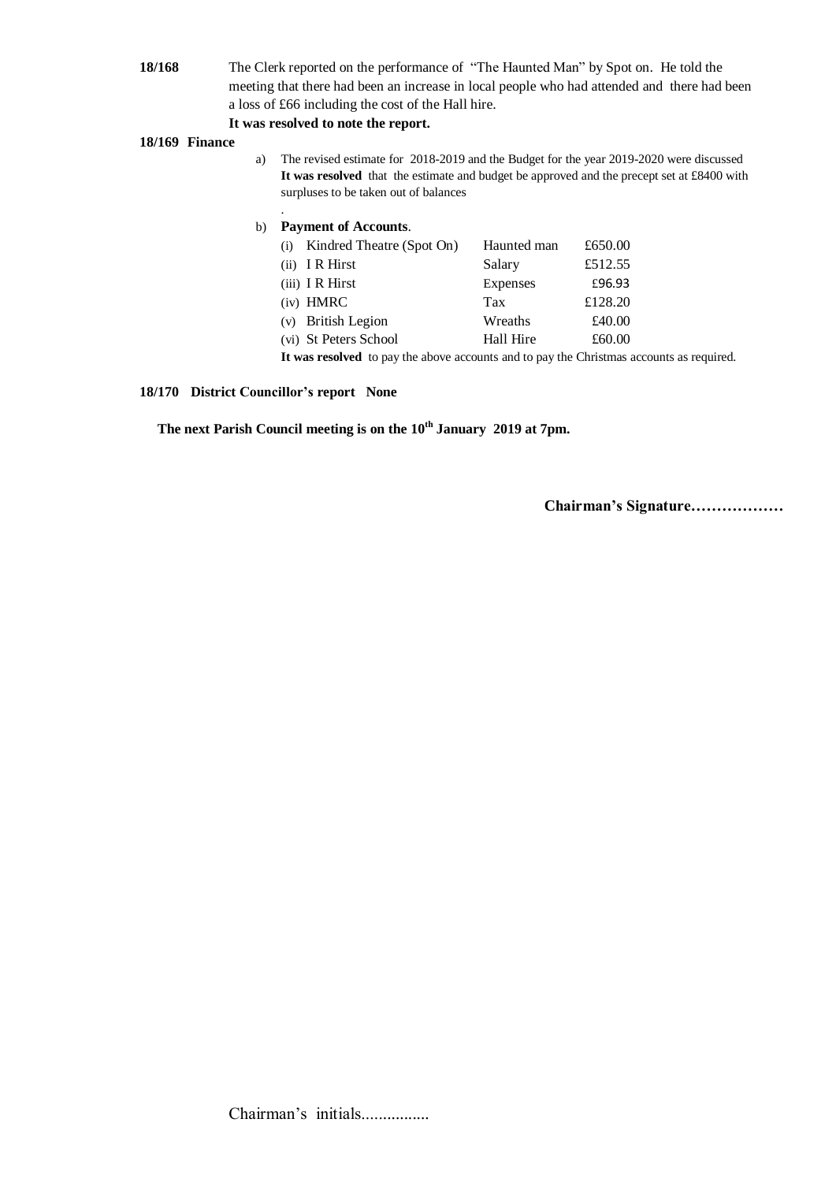**18/168** The Clerk reported on the performance of "The Haunted Man" by Spot on. He told the meeting that there had been an increase in local people who had attended and there had been a loss of £66 including the cost of the Hall hire.

**It was resolved to note the report.**

**18/169 Finance**

a) The revised estimate for 2018-2019 and the Budget for the year 2019-2020 were discussed **It was resolved** that the estimate and budget be approved and the precept set at £8400 with surpluses to be taken out of balances

.

b) **Payment of Accounts**.

| | | |
|---|---|---|
| (i) Kindred Theatre (Spot On) | Haunted man | £650.00 |
| (ii) I R Hirst | Salary | £512.55 |
| (iii) I R Hirst | Expenses | £96.93 |
| (iv) HMRC | Tax | £128.20 |
| (v) British Legion | Wreaths | £40.00 |
| (vi) St Peters School | Hall Hire | £60.00 |

**It was resolved** to pay the above accounts and to pay the Christmas accounts as required.

**18/170 District Councillor's report None**

**The next Parish Council meeting is on the 10th January 2019 at 7pm.**

**Chairman's Signature………………**

Chairman's initials................